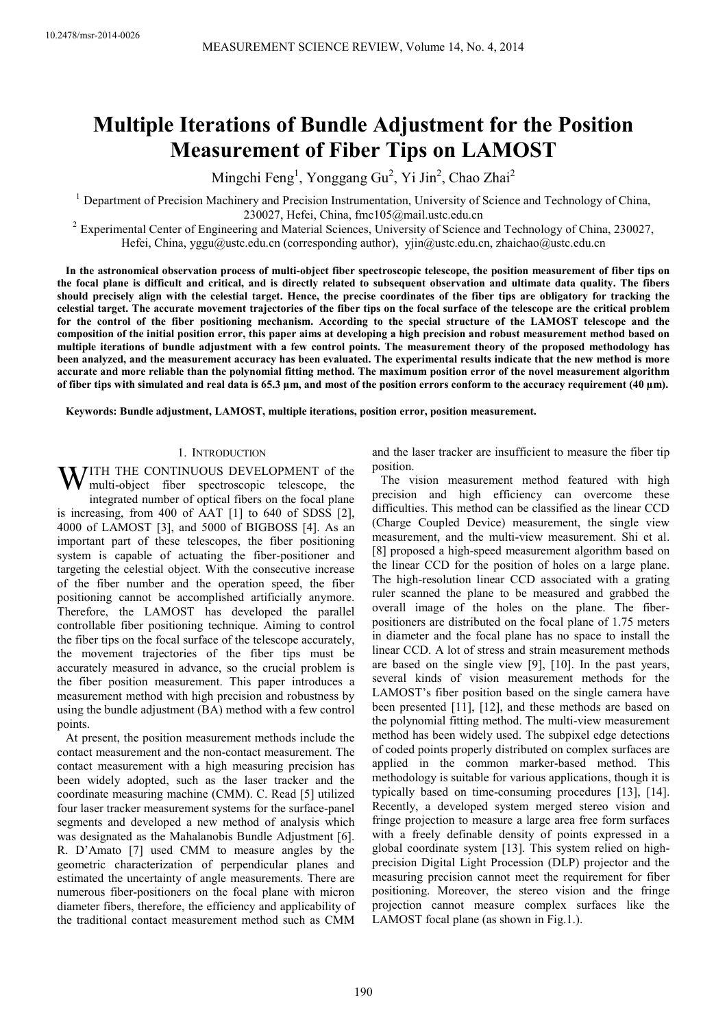# Multiple Iterations of Bundle Adjustment for the Position Measurement of Fiber Tips on LAMOST

Mingchi Feng[1], Yonggang Gu[2], Yi Jin[2], Chao Zhai[2]

[1] Department of Precision Machinery and Precision Instrumentation, University of Science and Technology of China, 230027, Hefei, China, fmc105@mail.ustc.edu.cn

[2] Experimental Center of Engineering and Material Sciences, University of Science and Technology of China, 230027, Hefei, China, yggu@ustc.edu.cn (corresponding author), yjin@ustc.edu.cn, zhaichao@ustc.edu.cn

**In the astronomical observation process of multi-object fiber spectroscopic telescope, the position measurement of fiber tips on the focal plane is difficult and critical, and is directly related to subsequent observation and ultimate data quality. The fibers should precisely align with the celestial target. Hence, the precise coordinates of the fiber tips are obligatory for tracking the celestial target. The accurate movement trajectories of the fiber tips on the focal surface of the telescope are the critical problem for the control of the fiber positioning mechanism. According to the special structure of the LAMOST telescope and the composition of the initial position error, this paper aims at developing a high precision and robust measurement method based on multiple iterations of bundle adjustment with a few control points. The measurement theory of the proposed methodology has been analyzed, and the measurement accuracy has been evaluated. The experimental results indicate that the new method is more accurate and more reliable than the polynomial fitting method. The maximum position error of the novel measurement algorithm of fiber tips with simulated and real data is 65.3 μm, and most of the position errors conform to the accuracy requirement (40 μm).**

**Keywords: Bundle adjustment, LAMOST, multiple iterations, position error, position measurement.**

## 1. Introduction

With the continuous development of the multi-object fiber spectroscopic telescope, the integrated number of optical fibers on the focal plane is increasing, from 400 of AAT [1] to 640 of SDSS [2], 4000 of LAMOST [3], and 5000 of BIGBOSS [4]. As an important part of these telescopes, the fiber positioning system is capable of actuating the fiber-positioner and targeting the celestial object. With the consecutive increase of the fiber number and the operation speed, the fiber positioning cannot be accomplished artificially anymore. Therefore, the LAMOST has developed the parallel controllable fiber positioning technique. Aiming to control the fiber tips on the focal surface of the telescope accurately, the movement trajectories of the fiber tips must be accurately measured in advance, so the crucial problem is the fiber position measurement. This paper introduces a measurement method with high precision and robustness by using the bundle adjustment (BA) method with a few control points.

At present, the position measurement methods include the contact measurement and the non-contact measurement. The contact measurement with a high measuring precision has been widely adopted, such as the laser tracker and the coordinate measuring machine (CMM). C. Read [5] utilized four laser tracker measurement systems for the surface-panel segments and developed a new method of analysis which was designated as the Mahalanobis Bundle Adjustment [6]. R. D'Amato [7] used CMM to measure angles by the geometric characterization of perpendicular planes and estimated the uncertainty of angle measurements. There are numerous fiber-positioners on the focal plane with micron diameter fibers, therefore, the efficiency and applicability of the traditional contact measurement method such as CMM and the laser tracker are insufficient to measure the fiber tip position.

The vision measurement method featured with high precision and high efficiency can overcome these difficulties. This method can be classified as the linear CCD (Charge Coupled Device) measurement, the single view measurement, and the multi-view measurement. Shi et al. [8] proposed a high-speed measurement algorithm based on the linear CCD for the position of holes on a large plane. The high-resolution linear CCD associated with a grating ruler scanned the plane to be measured and grabbed the overall image of the holes on the plane. The fiber-positioners are distributed on the focal plane of 1.75 meters in diameter and the focal plane has no space to install the linear CCD. A lot of stress and strain measurement methods are based on the single view [9], [10]. In the past years, several kinds of vision measurement methods for the LAMOST's fiber position based on the single camera have been presented [11], [12], and these methods are based on the polynomial fitting method. The multi-view measurement method has been widely used. The subpixel edge detections of coded points properly distributed on complex surfaces are applied in the common marker-based method. This methodology is suitable for various applications, though it is typically based on time-consuming procedures [13], [14]. Recently, a developed system merged stereo vision and fringe projection to measure a large area free form surfaces with a freely definable density of points expressed in a global coordinate system [13]. This system relied on high-precision Digital Light Procession (DLP) projector and the measuring precision cannot meet the requirement for fiber positioning. Moreover, the stereo vision and the fringe projection cannot measure complex surfaces like the LAMOST focal plane (as shown in Fig.1.).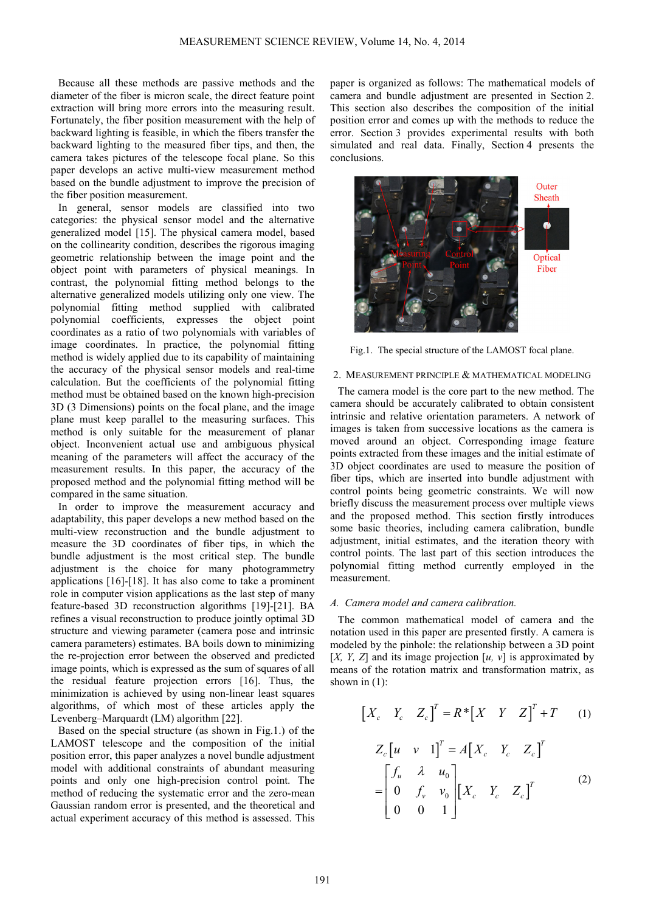Because all these methods are passive methods and the diameter of the fiber is micron scale, the direct feature point extraction will bring more errors into the measuring result. Fortunately, the fiber position measurement with the help of backward lighting is feasible, in which the fibers transfer the backward lighting to the measured fiber tips, and then, the camera takes pictures of the telescope focal plane. So this paper develops an active multi-view measurement method based on the bundle adjustment to improve the precision of the fiber position measurement.

In general, sensor models are classified into two categories: the physical sensor model and the alternative generalized model [15]. The physical camera model, based on the collinearity condition, describes the rigorous imaging geometric relationship between the image point and the object point with parameters of physical meanings. In contrast, the polynomial fitting method belongs to the alternative generalized models utilizing only one view. The polynomial fitting method supplied with calibrated polynomial coefficients, expresses the object point coordinates as a ratio of two polynomials with variables of image coordinates. In practice, the polynomial fitting method is widely applied due to its capability of maintaining the accuracy of the physical sensor models and real-time calculation. But the coefficients of the polynomial fitting method must be obtained based on the known high-precision 3D (3 Dimensions) points on the focal plane, and the image plane must keep parallel to the measuring surfaces. This method is only suitable for the measurement of planar object. Inconvenient actual use and ambiguous physical meaning of the parameters will affect the accuracy of the measurement results. In this paper, the accuracy of the proposed method and the polynomial fitting method will be compared in the same situation.

In order to improve the measurement accuracy and adaptability, this paper develops a new method based on the multi-view reconstruction and the bundle adjustment to measure the 3D coordinates of fiber tips, in which the bundle adjustment is the most critical step. The bundle adjustment is the choice for many photogrammetry applications [16]-[18]. It has also come to take a prominent role in computer vision applications as the last step of many feature-based 3D reconstruction algorithms [19]-[21]. BA refines a visual reconstruction to produce jointly optimal 3D structure and viewing parameter (camera pose and intrinsic camera parameters) estimates. BA boils down to minimizing the re-projection error between the observed and predicted image points, which is expressed as the sum of squares of all the residual feature projection errors [16]. Thus, the minimization is achieved by using non-linear least squares algorithms, of which most of these articles apply the Levenberg–Marquardt (LM) algorithm [22].

Based on the special structure (as shown in Fig.1.) of the LAMOST telescope and the composition of the initial position error, this paper analyzes a novel bundle adjustment model with additional constraints of abundant measuring points and only one high-precision control point. The method of reducing the systematic error and the zero-mean Gaussian random error is presented, and the theoretical and actual experiment accuracy of this method is assessed. This paper is organized as follows: The mathematical models of camera and bundle adjustment are presented in Section 2. This section also describes the composition of the initial position error and comes up with the methods to reduce the error. Section 3 provides experimental results with both simulated and real data. Finally, Section 4 presents the conclusions.

Outer Sheath

Measuring Point

Control Point

Optical Fiber

Fig.1. The special structure of the LAMOST focal plane.

## 2. Measurement Principle & Mathematical Modeling

The camera model is the core part to the new method. The camera should be accurately calibrated to obtain consistent intrinsic and relative orientation parameters. A network of images is taken from successive locations as the camera is moved around an object. Corresponding image feature points extracted from these images and the initial estimate of 3D object coordinates are used to measure the position of fiber tips, which are inserted into bundle adjustment with control points being geometric constraints. We will now briefly discuss the measurement process over multiple views and the proposed method. This section firstly introduces some basic theories, including camera calibration, bundle adjustment, initial estimates, and the iteration theory with control points. The last part of this section introduces the polynomial fitting method currently employed in the measurement.

### *A. Camera model and camera calibration.*

The common mathematical model of camera and the notation used in this paper are presented firstly. A camera is modeled by the pinhole: the relationship between a 3D point $[X, Y, Z]$ and its image projection $[u, v]$ is approximated by means of the rotation matrix and transformation matrix, as shown in (1):

$$\begin{bmatrix} X_c & Y_c & Z_c \end{bmatrix}^T = R * \begin{bmatrix} X & Y & Z \end{bmatrix}^T + T \tag{1}$$

$$Z_c \begin{bmatrix} u & v & 1 \end{bmatrix}^T = A \begin{bmatrix} X_c & Y_c & Z_c \end{bmatrix}^T = \begin{bmatrix} f_u & \lambda & u_0 \\ 0 & f_v & v_0 \\ 0 & 0 & 1 \end{bmatrix} \begin{bmatrix} X_c & Y_c & Z_c \end{bmatrix}^T \tag{2}$$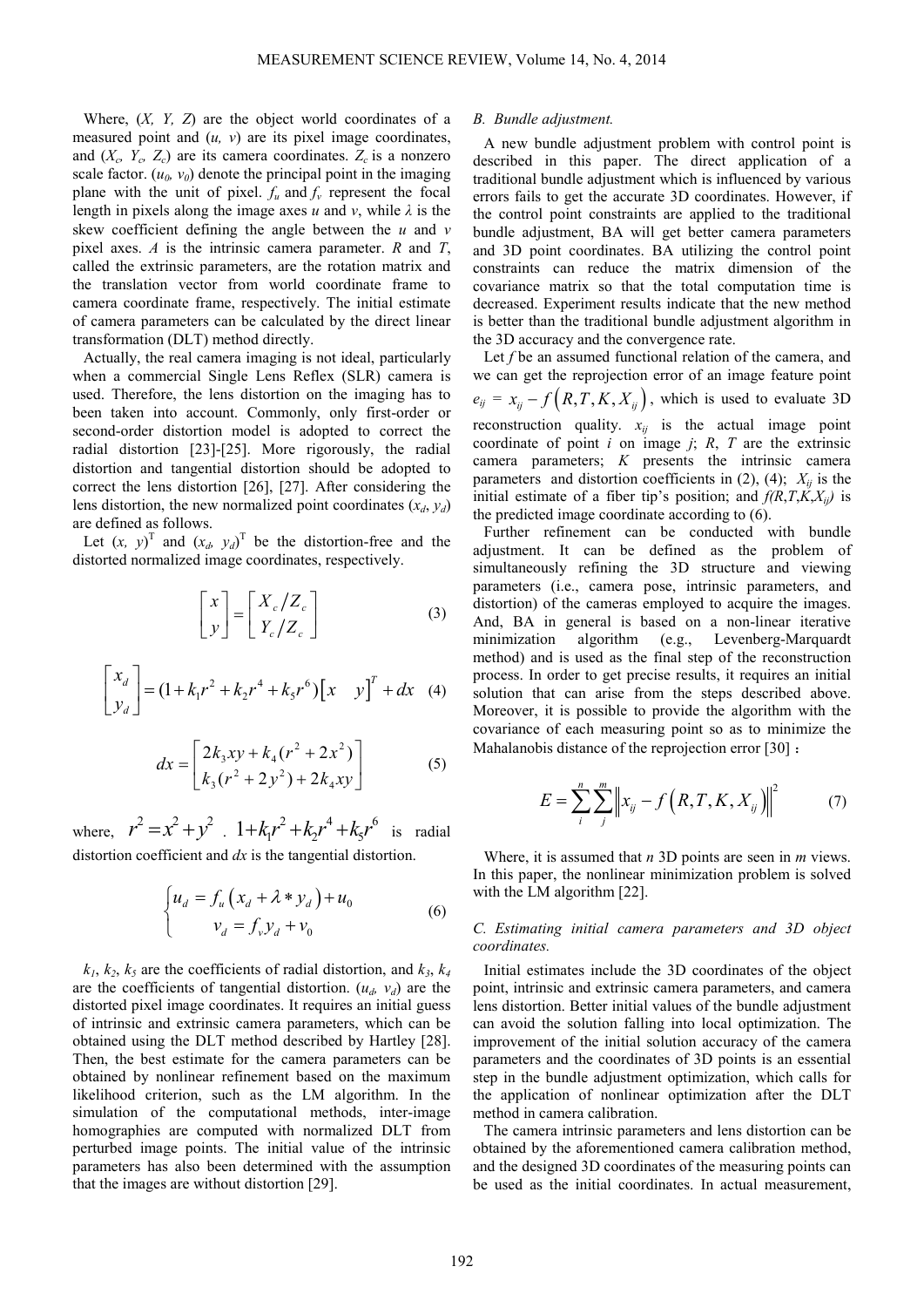Where, $(X, Y, Z)$ are the object world coordinates of a measured point and $(u, v)$ are its pixel image coordinates, and $(X_c, Y_c, Z_c)$ are its camera coordinates. $Z_c$ is a nonzero scale factor. $(u_0, v_0)$ denote the principal point in the imaging plane with the unit of pixel. $f_u$ and $f_v$ represent the focal length in pixels along the image axes $u$ and $v$, while $\lambda$ is the skew coefficient defining the angle between the $u$ and $v$ pixel axes. $A$ is the intrinsic camera parameter. $R$ and $T$, called the extrinsic parameters, are the rotation matrix and the translation vector from world coordinate frame to camera coordinate frame, respectively. The initial estimate of camera parameters can be calculated by the direct linear transformation (DLT) method directly.

Actually, the real camera imaging is not ideal, particularly when a commercial Single Lens Reflex (SLR) camera is used. Therefore, the lens distortion on the imaging has to been taken into account. Commonly, only first-order or second-order distortion model is adopted to correct the radial distortion [23]-[25]. More rigorously, the radial distortion and tangential distortion should be adopted to correct the lens distortion [26], [27]. After considering the lens distortion, the new normalized point coordinates $(x_d, y_d)$ are defined as follows.

Let $(x, y)^T$ and $(x_d, y_d)^T$ be the distortion-free and the distorted normalized image coordinates, respectively.

$$\begin{bmatrix} x \\ y \end{bmatrix} = \begin{bmatrix} X_c / Z_c \\ Y_c / Z_c \end{bmatrix} \tag{3}$$

$$\begin{bmatrix} x_d \\ y_d \end{bmatrix} = (1 + k_1 r^2 + k_2 r^4 + k_5 r^6) \begin{bmatrix} x & y \end{bmatrix}^T + dx \tag{4}$$

$$dx = \begin{bmatrix} 2k_3 xy + k_4 (r^2 + 2x^2) \\ k_3 (r^2 + 2y^2) + 2k_4 xy \end{bmatrix} \tag{5}$$

where, $r^2 = x^2 + y^2$ . $1 + k_1 r^2 + k_2 r^4 + k_5 r^6$ is radial distortion coefficient and $dx$ is the tangential distortion.

$$\begin{cases} u_d = f_u \left( x_d + \lambda * y_d \right) + u_0 \\ v_d = f_v y_d + v_0 \end{cases} \tag{6}$$

$k_1$, $k_2$, $k_5$ are the coefficients of radial distortion, and $k_3$, $k_4$ are the coefficients of tangential distortion. $(u_d, v_d)$ are the distorted pixel image coordinates. It requires an initial guess of intrinsic and extrinsic camera parameters, which can be obtained using the DLT method described by Hartley [28]. Then, the best estimate for the camera parameters can be obtained by nonlinear refinement based on the maximum likelihood criterion, such as the LM algorithm. In the simulation of the computational methods, inter-image homographies are computed with normalized DLT from perturbed image points. The initial value of the intrinsic parameters has also been determined with the assumption that the images are without distortion [29].

### *B. Bundle adjustment.*

A new bundle adjustment problem with control point is described in this paper. The direct application of a traditional bundle adjustment which is influenced by various errors fails to get the accurate 3D coordinates. However, if the control point constraints are applied to the traditional bundle adjustment, BA will get better camera parameters and 3D point coordinates. BA utilizing the control point constraints can reduce the matrix dimension of the covariance matrix so that the total computation time is decreased. Experiment results indicate that the new method is better than the traditional bundle adjustment algorithm in the 3D accuracy and the convergence rate.

Let $f$ be an assumed functional relation of the camera, and we can get the reprojection error of an image feature point $e_{ij} = x_{ij} - f\left(R, T, K, X_{ij}\right)$, which is used to evaluate 3D reconstruction quality. $x_{ij}$ is the actual image point coordinate of point $i$ on image $j$; $R$, $T$ are the extrinsic camera parameters; $K$ presents the intrinsic camera parameters and distortion coefficients in (2), (4); $X_{ij}$ is the initial estimate of a fiber tip's position; and $f(R,T,K,X_{ij})$ is the predicted image coordinate according to (6).

Further refinement can be conducted with bundle adjustment. It can be defined as the problem of simultaneously refining the 3D structure and viewing parameters (i.e., camera pose, intrinsic parameters, and distortion) of the cameras employed to acquire the images. And, BA in general is based on a non-linear iterative minimization algorithm (e.g., Levenberg-Marquardt method) and is used as the final step of the reconstruction process. In order to get precise results, it requires an initial solution that can arise from the steps described above. Moreover, it is possible to provide the algorithm with the covariance of each measuring point so as to minimize the Mahalanobis distance of the reprojection error [30]：

$$E = \sum_{i}^{n} \sum_{j}^{m} \left\| x_{ij} - f\left(R, T, K, X_{ij}\right) \right\|^2 \tag{7}$$

Where, it is assumed that $n$ 3D points are seen in $m$ views. In this paper, the nonlinear minimization problem is solved with the LM algorithm [22].

### *C. Estimating initial camera parameters and 3D object coordinates.*

Initial estimates include the 3D coordinates of the object point, intrinsic and extrinsic camera parameters, and camera lens distortion. Better initial values of the bundle adjustment can avoid the solution falling into local optimization. The improvement of the initial solution accuracy of the camera parameters and the coordinates of 3D points is an essential step in the bundle adjustment optimization, which calls for the application of nonlinear optimization after the DLT method in camera calibration.

The camera intrinsic parameters and lens distortion can be obtained by the aforementioned camera calibration method, and the designed 3D coordinates of the measuring points can be used as the initial coordinates. In actual measurement,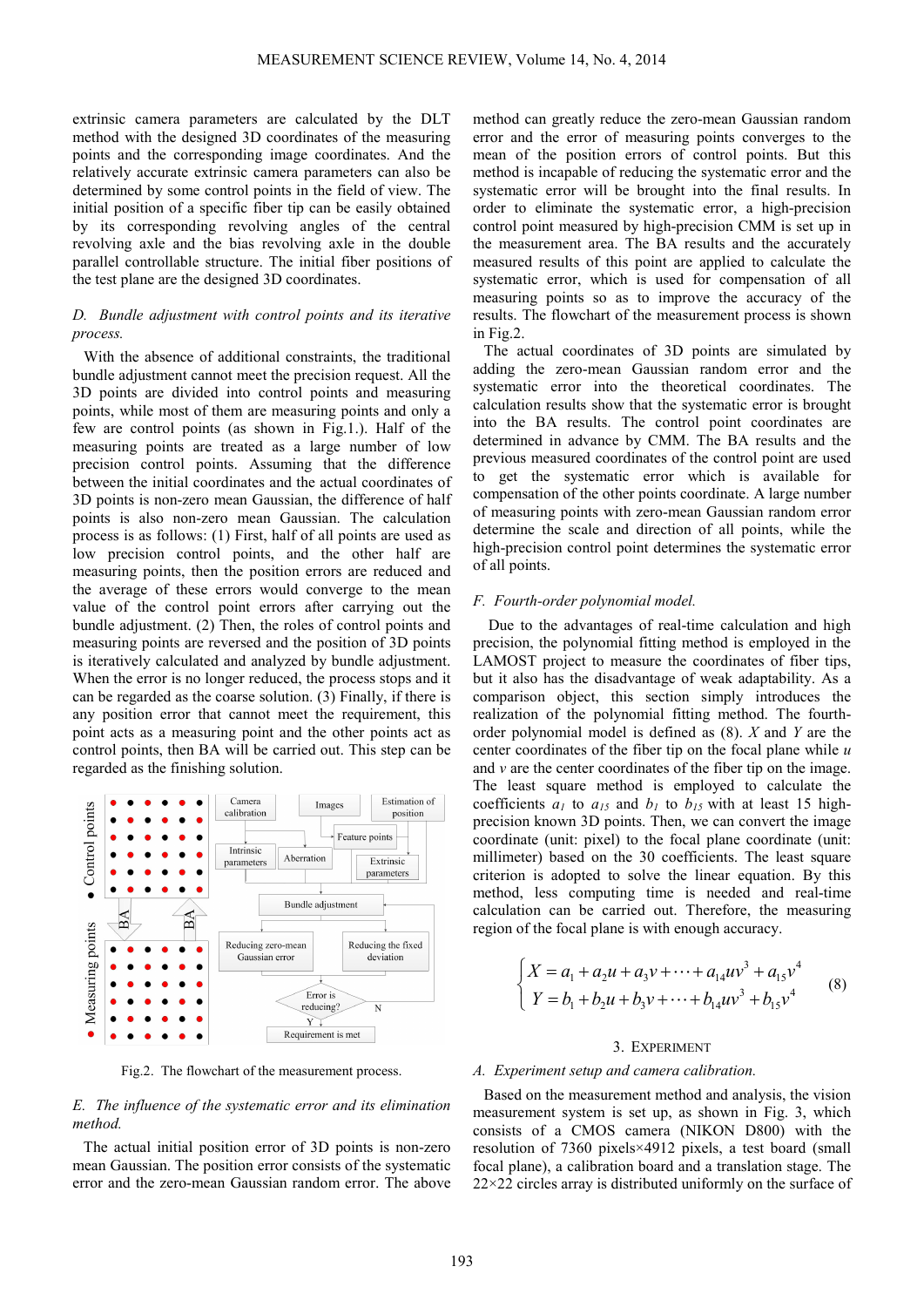extrinsic camera parameters are calculated by the DLT method with the designed 3D coordinates of the measuring points and the corresponding image coordinates. And the relatively accurate extrinsic camera parameters can also be determined by some control points in the field of view. The initial position of a specific fiber tip can be easily obtained by its corresponding revolving angles of the central revolving axle and the bias revolving axle in the double parallel controllable structure. The initial fiber positions of the test plane are the designed 3D coordinates.

### *D. Bundle adjustment with control points and its iterative process.*

With the absence of additional constraints, the traditional bundle adjustment cannot meet the precision request. All the 3D points are divided into control points and measuring points, while most of them are measuring points and only a few are control points (as shown in Fig.1.). Half of the measuring points are treated as a large number of low precision control points. Assuming that the difference between the initial coordinates and the actual coordinates of 3D points is non-zero mean Gaussian, the difference of half points is also non-zero mean Gaussian. The calculation process is as follows: (1) First, half of all points are used as low precision control points, and the other half are measuring points, then the position errors are reduced and the average of these errors would converge to the mean value of the control point errors after carrying out the bundle adjustment. (2) Then, the roles of control points and measuring points are reversed and the position of 3D points is iteratively calculated and analyzed by bundle adjustment. When the error is no longer reduced, the process stops and it can be regarded as the coarse solution. (3) Finally, if there is any position error that cannot meet the requirement, this point acts as a measuring point and the other points act as control points, then BA will be carried out. This step can be regarded as the finishing solution.

Control points
BA
BA
Measuring points
Camera calibration
Images
Estimation of position
Feature points
Intrinsic parameters
Aberration
Extrinsic parameters
Bundle adjustment
Reducing zero-mean Gaussian error
Reducing the fixed deviation
Error is reducing?
Y
N
Requirement is met

Fig.2. The flowchart of the measurement process.

### *E. The influence of the systematic error and its elimination method.*

The actual initial position error of 3D points is non-zero mean Gaussian. The position error consists of the systematic error and the zero-mean Gaussian random error. The above method can greatly reduce the zero-mean Gaussian random error and the error of measuring points converges to the mean of the position errors of control points. But this method is incapable of reducing the systematic error and the systematic error will be brought into the final results. In order to eliminate the systematic error, a high-precision control point measured by high-precision CMM is set up in the measurement area. The BA results and the accurately measured results of this point are applied to calculate the systematic error, which is used for compensation of all measuring points so as to improve the accuracy of the results. The flowchart of the measurement process is shown in Fig.2.

The actual coordinates of 3D points are simulated by adding the zero-mean Gaussian random error and the systematic error into the theoretical coordinates. The calculation results show that the systematic error is brought into the BA results. The control point coordinates are determined in advance by CMM. The BA results and the previous measured coordinates of the control point are used to get the systematic error which is available for compensation of the other points coordinate. A large number of measuring points with zero-mean Gaussian random error determine the scale and direction of all points, while the high-precision control point determines the systematic error of all points.

### *F. Fourth-order polynomial model.*

Due to the advantages of real-time calculation and high precision, the polynomial fitting method is employed in the LAMOST project to measure the coordinates of fiber tips, but it also has the disadvantage of weak adaptability. As a comparison object, this section simply introduces the realization of the polynomial fitting method. The fourth-order polynomial model is defined as (8). $X$ and $Y$ are the center coordinates of the fiber tip on the focal plane while $u$ and $v$ are the center coordinates of the fiber tip on the image. The least square method is employed to calculate the coefficients $a_1$ to $a_{15}$ and $b_1$ to $b_{15}$ with at least 15 high-precision known 3D points. Then, we can convert the image coordinate (unit: pixel) to the focal plane coordinate (unit: millimeter) based on the 30 coefficients. The least square criterion is adopted to solve the linear equation. By this method, less computing time is needed and real-time calculation can be carried out. Therefore, the measuring region of the focal plane is with enough accuracy.

$$\begin{cases} X = a_1 + a_2 u + a_3 v + \cdots + a_{14} u v^3 + a_{15} v^4 \\ Y = b_1 + b_2 u + b_3 v + \cdots + b_{14} u v^3 + b_{15} v^4 \end{cases} \tag{8}$$

## 3. EXPERIMENT

### *A. Experiment setup and camera calibration.*

Based on the measurement method and analysis, the vision measurement system is set up, as shown in Fig. 3, which consists of a CMOS camera (NIKON D800) with the resolution of 7360 pixels×4912 pixels, a test board (small focal plane), a calibration board and a translation stage. The 22×22 circles array is distributed uniformly on the surface of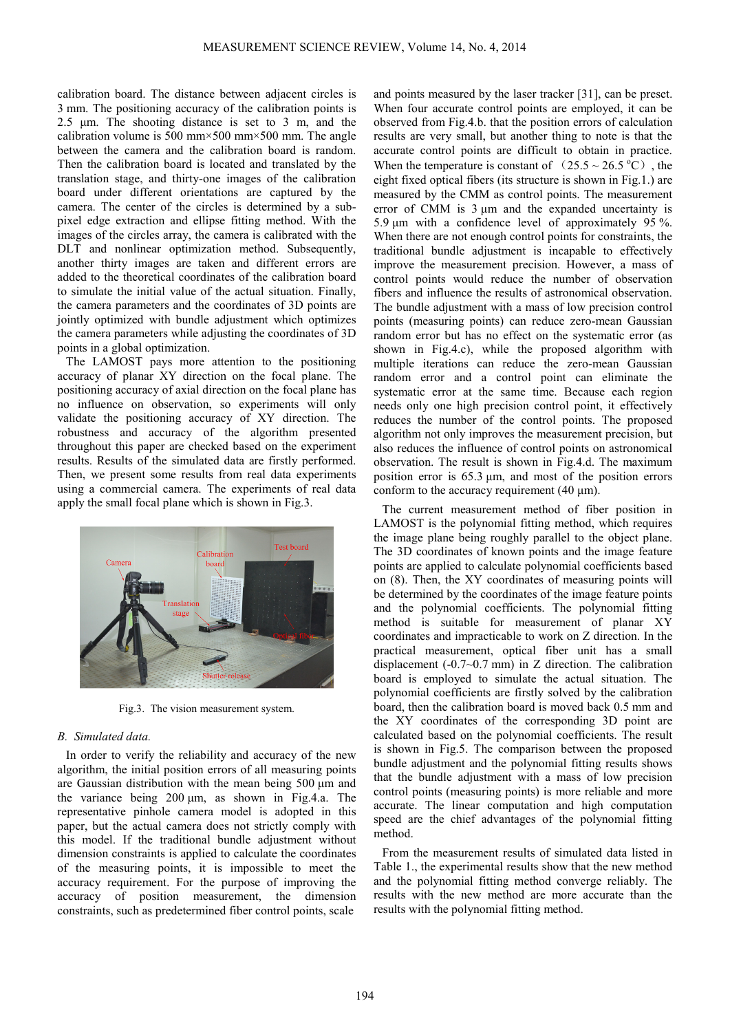calibration board. The distance between adjacent circles is 3 mm. The positioning accuracy of the calibration points is 2.5 µm. The shooting distance is set to 3 m, and the calibration volume is 500 mm×500 mm×500 mm. The angle between the camera and the calibration board is random. Then the calibration board is located and translated by the translation stage, and thirty-one images of the calibration board under different orientations are captured by the camera. The center of the circles is determined by a sub-pixel edge extraction and ellipse fitting method. With the images of the circles array, the camera is calibrated with the DLT and nonlinear optimization method. Subsequently, another thirty images are taken and different errors are added to the theoretical coordinates of the calibration board to simulate the initial value of the actual situation. Finally, the camera parameters and the coordinates of 3D points are jointly optimized with bundle adjustment which optimizes the camera parameters while adjusting the coordinates of 3D points in a global optimization.

The LAMOST pays more attention to the positioning accuracy of planar XY direction on the focal plane. The positioning accuracy of axial direction on the focal plane has no influence on observation, so experiments will only validate the positioning accuracy of XY direction. The robustness and accuracy of the algorithm presented throughout this paper are checked based on the experiment results. Results of the simulated data are firstly performed. Then, we present some results from real data experiments using a commercial camera. The experiments of real data apply the small focal plane which is shown in Fig.3.

Fig.3. The vision measurement system.

## B. Simulated data.

In order to verify the reliability and accuracy of the new algorithm, the initial position errors of all measuring points are Gaussian distribution with the mean being 500 µm and the variance being 200 µm, as shown in Fig.4.a. The representative pinhole camera model is adopted in this paper, but the actual camera does not strictly comply with this model. If the traditional bundle adjustment without dimension constraints is applied to calculate the coordinates of the measuring points, it is impossible to meet the accuracy requirement. For the purpose of improving the accuracy of position measurement, the dimension constraints, such as predetermined fiber control points, scale and points measured by the laser tracker [31], can be preset. When four accurate control points are employed, it can be observed from Fig.4.b. that the position errors of calculation results are very small, but another thing to note is that the accurate control points are difficult to obtain in practice. When the temperature is constant of （25.5 ~ 26.5 °C）, the eight fixed optical fibers (its structure is shown in Fig.1.) are measured by the CMM as control points. The measurement error of CMM is 3 µm and the expanded uncertainty is 5.9 µm with a confidence level of approximately 95 %. When there are not enough control points for constraints, the traditional bundle adjustment is incapable to effectively improve the measurement precision. However, a mass of control points would reduce the number of observation fibers and influence the results of astronomical observation. The bundle adjustment with a mass of low precision control points (measuring points) can reduce zero-mean Gaussian random error but has no effect on the systematic error (as shown in Fig.4.c), while the proposed algorithm with multiple iterations can reduce the zero-mean Gaussian random error and a control point can eliminate the systematic error at the same time. Because each region needs only one high precision control point, it effectively reduces the number of the control points. The proposed algorithm not only improves the measurement precision, but also reduces the influence of control points on astronomical observation. The result is shown in Fig.4.d. The maximum position error is 65.3 µm, and most of the position errors conform to the accuracy requirement (40 µm).

The current measurement method of fiber position in LAMOST is the polynomial fitting method, which requires the image plane being roughly parallel to the object plane. The 3D coordinates of known points and the image feature points are applied to calculate polynomial coefficients based on (8). Then, the XY coordinates of measuring points will be determined by the coordinates of the image feature points and the polynomial coefficients. The polynomial fitting method is suitable for measurement of planar XY coordinates and impracticable to work on Z direction. In the practical measurement, optical fiber unit has a small displacement (-0.7~0.7 mm) in Z direction. The calibration board is employed to simulate the actual situation. The polynomial coefficients are firstly solved by the calibration board, then the calibration board is moved back 0.5 mm and the XY coordinates of the corresponding 3D point are calculated based on the polynomial coefficients. The result is shown in Fig.5. The comparison between the proposed bundle adjustment and the polynomial fitting results shows that the bundle adjustment with a mass of low precision control points (measuring points) is more reliable and more accurate. The linear computation and high computation speed are the chief advantages of the polynomial fitting method.

From the measurement results of simulated data listed in Table 1., the experimental results show that the new method and the polynomial fitting method converge reliably. The results with the new method are more accurate than the results with the polynomial fitting method.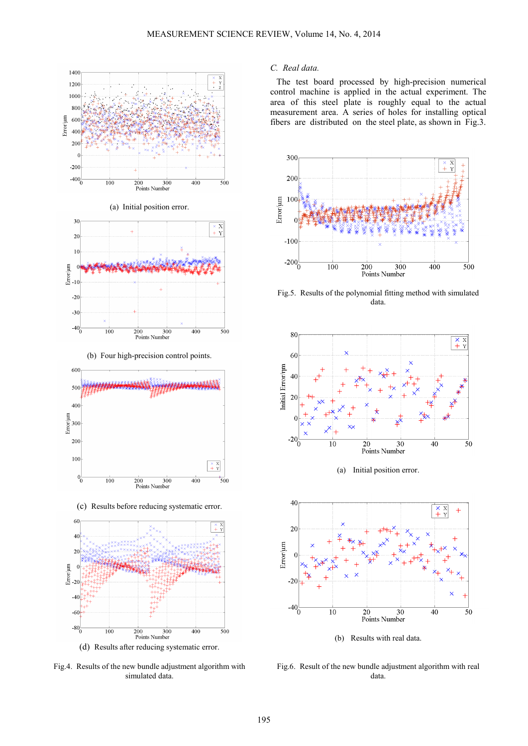(a) Initial position error.

(b) Four high-precision control points.

(c) Results before reducing systematic error.

(d) Results after reducing systematic error.

Fig.4. Results of the new bundle adjustment algorithm with simulated data.

### C. Real data.

The test board processed by high-precision numerical control machine is applied in the actual experiment. The area of this steel plate is roughly equal to the actual measurement area. A series of holes for installing optical fibers are distributed on the steel plate, as shown in Fig.3.

Fig.5. Results of the polynomial fitting method with simulated data.

(a) Initial position error.

(b) Results with real data.

Fig.6. Result of the new bundle adjustment algorithm with real data.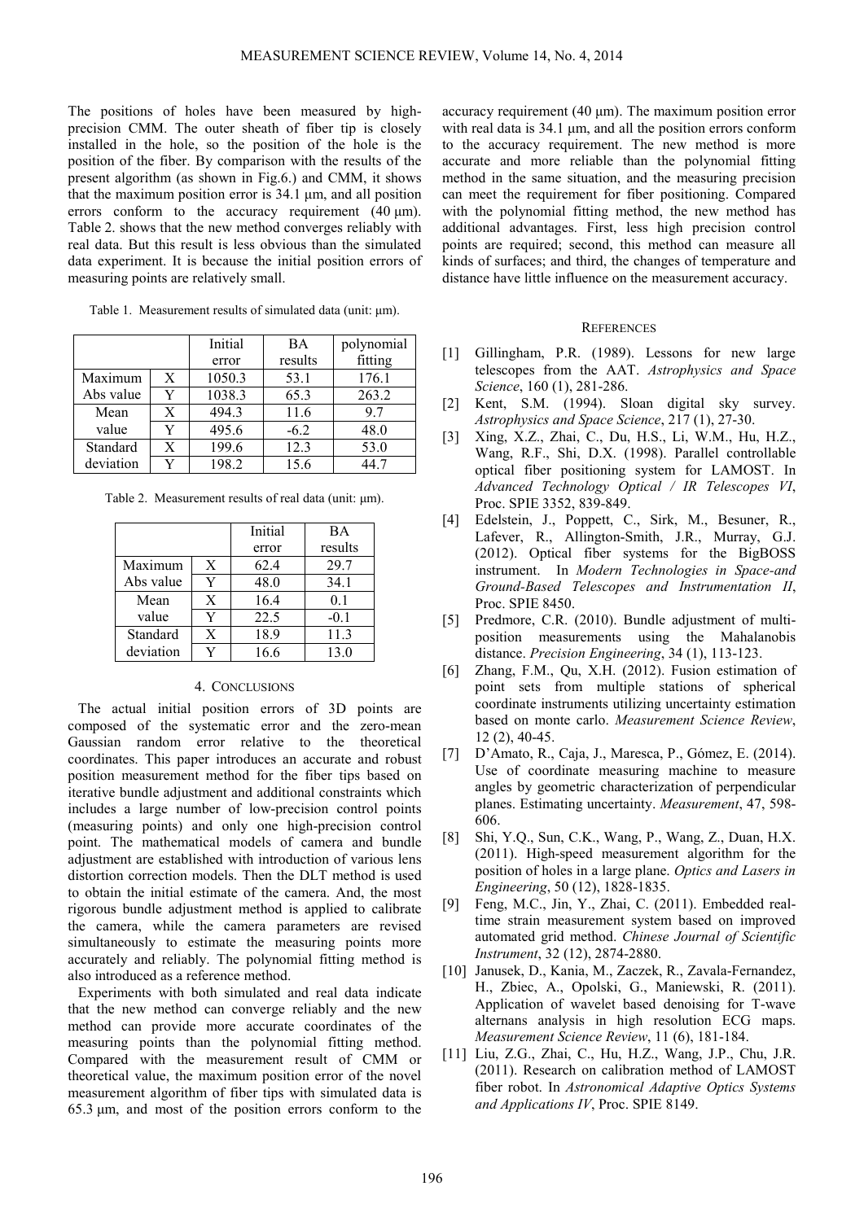The positions of holes have been measured by high-precision CMM. The outer sheath of fiber tip is closely installed in the hole, so the position of the hole is the position of the fiber. By comparison with the results of the present algorithm (as shown in Fig.6.) and CMM, it shows that the maximum position error is 34.1 µm, and all position errors conform to the accuracy requirement (40 µm). Table 2. shows that the new method converges reliably with real data. But this result is less obvious than the simulated data experiment. It is because the initial position errors of measuring points are relatively small.

Table 1. Measurement results of simulated data (unit: µm).

| | | Initial error | BA results | polynomial fitting |
|---|---|---|---|---|
| Maximum Abs value | X | 1050.3 | 53.1 | 176.1 |
| | Y | 1038.3 | 65.3 | 263.2 |
| Mean value | X | 494.3 | 11.6 | 9.7 |
| | Y | 495.6 | -6.2 | 48.0 |
| Standard deviation | X | 199.6 | 12.3 | 53.0 |
| | Y | 198.2 | 15.6 | 44.7 |

Table 2. Measurement results of real data (unit: µm).

| | | Initial error | BA results |
|---|---|---|---|
| Maximum Abs value | X | 62.4 | 29.7 |
| | Y | 48.0 | 34.1 |
| Mean value | X | 16.4 | 0.1 |
| | Y | 22.5 | -0.1 |
| Standard deviation | X | 18.9 | 11.3 |
| | Y | 16.6 | 13.0 |

## 4. Conclusions

The actual initial position errors of 3D points are composed of the systematic error and the zero-mean Gaussian random error relative to the theoretical coordinates. This paper introduces an accurate and robust position measurement method for the fiber tips based on iterative bundle adjustment and additional constraints which includes a large number of low-precision control points (measuring points) and only one high-precision control point. The mathematical models of camera and bundle adjustment are established with introduction of various lens distortion correction models. Then the DLT method is used to obtain the initial estimate of the camera. And, the most rigorous bundle adjustment method is applied to calibrate the camera, while the camera parameters are revised simultaneously to estimate the measuring points more accurately and reliably. The polynomial fitting method is also introduced as a reference method.

Experiments with both simulated and real data indicate that the new method can converge reliably and the new method can provide more accurate coordinates of the measuring points than the polynomial fitting method. Compared with the measurement result of CMM or theoretical value, the maximum position error of the novel measurement algorithm of fiber tips with simulated data is 65.3 µm, and most of the position errors conform to the accuracy requirement (40 µm). The maximum position error with real data is 34.1 µm, and all the position errors conform to the accuracy requirement. The new method is more accurate and more reliable than the polynomial fitting method in the same situation, and the measuring precision can meet the requirement for fiber positioning. Compared with the polynomial fitting method, the new method has additional advantages. First, less high precision control points are required; second, this method can measure all kinds of surfaces; and third, the changes of temperature and distance have little influence on the measurement accuracy.

## References

[1] Gillingham, P.R. (1989). Lessons for new large telescopes from the AAT. *Astrophysics and Space Science*, 160 (1), 281-286.

[2] Kent, S.M. (1994). Sloan digital sky survey. *Astrophysics and Space Science*, 217 (1), 27-30.

[3] Xing, X.Z., Zhai, C., Du, H.S., Li, W.M., Hu, H.Z., Wang, R.F., Shi, D.X. (1998). Parallel controllable optical fiber positioning system for LAMOST. In *Advanced Technology Optical / IR Telescopes VI*, Proc. SPIE 3352, 839-849.

[4] Edelstein, J., Poppett, C., Sirk, M., Besuner, R., Lafever, R., Allington-Smith, J.R., Murray, G.J. (2012). Optical fiber systems for the BigBOSS instrument. In *Modern Technologies in Space-and Ground-Based Telescopes and Instrumentation II*, Proc. SPIE 8450.

[5] Predmore, C.R. (2010). Bundle adjustment of multi-position measurements using the Mahalanobis distance. *Precision Engineering*, 34 (1), 113-123.

[6] Zhang, F.M., Qu, X.H. (2012). Fusion estimation of point sets from multiple stations of spherical coordinate instruments utilizing uncertainty estimation based on monte carlo. *Measurement Science Review*, 12 (2), 40-45.

[7] D'Amato, R., Caja, J., Maresca, P., Gómez, E. (2014). Use of coordinate measuring machine to measure angles by geometric characterization of perpendicular planes. Estimating uncertainty. *Measurement*, 47, 598-606.

[8] Shi, Y.Q., Sun, C.K., Wang, P., Wang, Z., Duan, H.X. (2011). High-speed measurement algorithm for the position of holes in a large plane. *Optics and Lasers in Engineering*, 50 (12), 1828-1835.

[9] Feng, M.C., Jin, Y., Zhai, C. (2011). Embedded real-time strain measurement system based on improved automated grid method. *Chinese Journal of Scientific Instrument*, 32 (12), 2874-2880.

[10] Janusek, D., Kania, M., Zaczek, R., Zavala-Fernandez, H., Zbiec, A., Opolski, G., Maniewski, R. (2011). Application of wavelet based denoising for T-wave alternans analysis in high resolution ECG maps. *Measurement Science Review*, 11 (6), 181-184.

[11] Liu, Z.G., Zhai, C., Hu, H.Z., Wang, J.P., Chu, J.R. (2011). Research on calibration method of LAMOST fiber robot. In *Astronomical Adaptive Optics Systems and Applications IV*, Proc. SPIE 8149.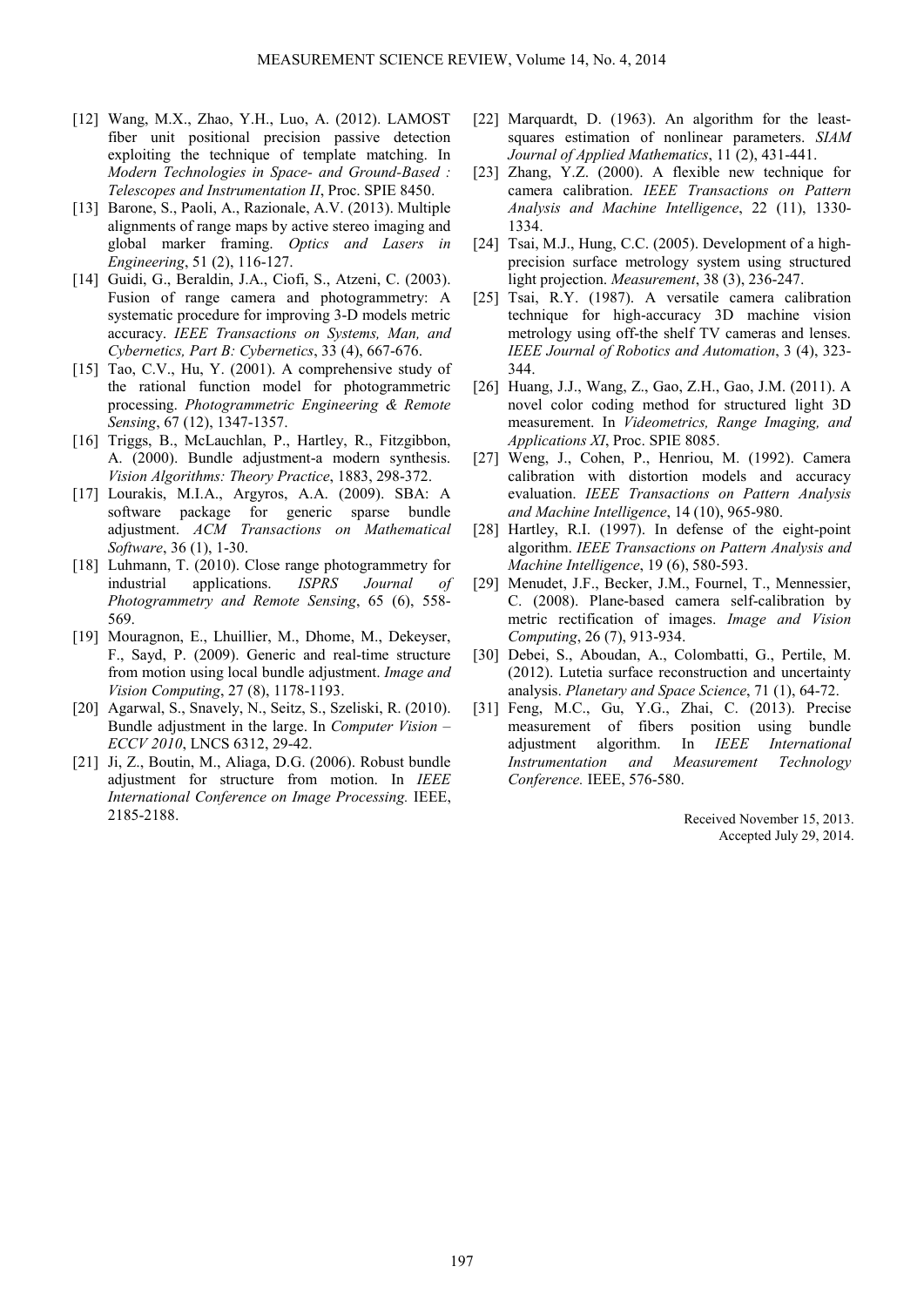[12] Wang, M.X., Zhao, Y.H., Luo, A. (2012). LAMOST fiber unit positional precision passive detection exploiting the technique of template matching. In *Modern Technologies in Space- and Ground-Based : Telescopes and Instrumentation II*, Proc. SPIE 8450.

[13] Barone, S., Paoli, A., Razionale, A.V. (2013). Multiple alignments of range maps by active stereo imaging and global marker framing. *Optics and Lasers in Engineering*, 51 (2), 116-127.

[14] Guidi, G., Beraldin, J.A., Ciofi, S., Atzeni, C. (2003). Fusion of range camera and photogrammetry: A systematic procedure for improving 3-D models metric accuracy. *IEEE Transactions on Systems, Man, and Cybernetics, Part B: Cybernetics*, 33 (4), 667-676.

[15] Tao, C.V., Hu, Y. (2001). A comprehensive study of the rational function model for photogrammetric processing. *Photogrammetric Engineering & Remote Sensing*, 67 (12), 1347-1357.

[16] Triggs, B., McLauchlan, P., Hartley, R., Fitzgibbon, A. (2000). Bundle adjustment-a modern synthesis. *Vision Algorithms: Theory Practice*, 1883, 298-372.

[17] Lourakis, M.I.A., Argyros, A.A. (2009). SBA: A software package for generic sparse bundle adjustment. *ACM Transactions on Mathematical Software*, 36 (1), 1-30.

[18] Luhmann, T. (2010). Close range photogrammetry for industrial applications. *ISPRS Journal of Photogrammetry and Remote Sensing*, 65 (6), 558-569.

[19] Mouragnon, E., Lhuillier, M., Dhome, M., Dekeyser, F., Sayd, P. (2009). Generic and real-time structure from motion using local bundle adjustment. *Image and Vision Computing*, 27 (8), 1178-1193.

[20] Agarwal, S., Snavely, N., Seitz, S., Szeliski, R. (2010). Bundle adjustment in the large. In *Computer Vision – ECCV 2010*, LNCS 6312, 29-42.

[21] Ji, Z., Boutin, M., Aliaga, D.G. (2006). Robust bundle adjustment for structure from motion. In *IEEE International Conference on Image Processing.* IEEE, 2185-2188.

[22] Marquardt, D. (1963). An algorithm for the least-squares estimation of nonlinear parameters. *SIAM Journal of Applied Mathematics*, 11 (2), 431-441.

[23] Zhang, Y.Z. (2000). A flexible new technique for camera calibration. *IEEE Transactions on Pattern Analysis and Machine Intelligence*, 22 (11), 1330-1334.

[24] Tsai, M.J., Hung, C.C. (2005). Development of a high-precision surface metrology system using structured light projection. *Measurement*, 38 (3), 236-247.

[25] Tsai, R.Y. (1987). A versatile camera calibration technique for high-accuracy 3D machine vision metrology using off-the shelf TV cameras and lenses. *IEEE Journal of Robotics and Automation*, 3 (4), 323-344.

[26] Huang, J.J., Wang, Z., Gao, Z.H., Gao, J.M. (2011). A novel color coding method for structured light 3D measurement. In *Videometrics, Range Imaging, and Applications XI*, Proc. SPIE 8085.

[27] Weng, J., Cohen, P., Henriou, M. (1992). Camera calibration with distortion models and accuracy evaluation. *IEEE Transactions on Pattern Analysis and Machine Intelligence*, 14 (10), 965-980.

[28] Hartley, R.I. (1997). In defense of the eight-point algorithm. *IEEE Transactions on Pattern Analysis and Machine Intelligence*, 19 (6), 580-593.

[29] Menudet, J.F., Becker, J.M., Fournel, T., Mennessier, C. (2008). Plane-based camera self-calibration by metric rectification of images. *Image and Vision Computing*, 26 (7), 913-934.

[30] Debei, S., Aboudan, A., Colombatti, G., Pertile, M. (2012). Lutetia surface reconstruction and uncertainty analysis. *Planetary and Space Science*, 71 (1), 64-72.

[31] Feng, M.C., Gu, Y.G., Zhai, C. (2013). Precise measurement of fibers position using bundle adjustment algorithm. In *IEEE International Instrumentation and Measurement Technology Conference.* IEEE, 576-580.

Received November 15, 2013.
Accepted July 29, 2014.